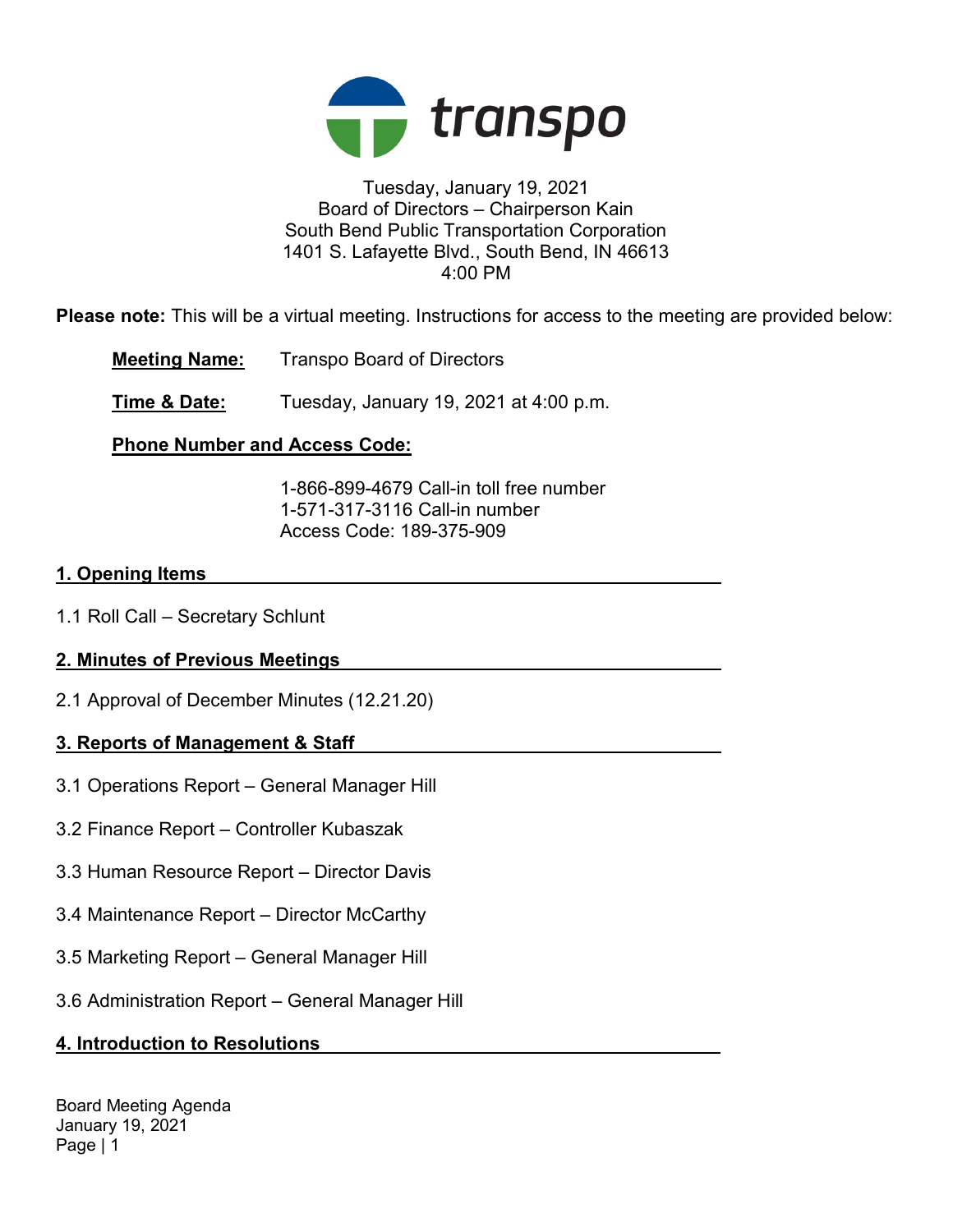transpo

Tuesday, January 19, 2021
Board of Directors – Chairperson Kain
South Bend Public Transportation Corporation
1401 S. Lafayette Blvd., South Bend, IN 46613
4:00 PM

**Please note:** This will be a virtual meeting. Instructions for access to the meeting are provided below:

**Meeting Name:** Transpo Board of Directors

**Time & Date:** Tuesday, January 19, 2021 at 4:00 p.m.

**Phone Number and Access Code:**

1-866-899-4679 Call-in toll free number
1-571-317-3116 Call-in number
Access Code: 189-375-909

## 1. Opening Items

1.1 Roll Call – Secretary Schlunt

## 2. Minutes of Previous Meetings

2.1 Approval of December Minutes (12.21.20)

## 3. Reports of Management & Staff

3.1 Operations Report – General Manager Hill

3.2 Finance Report – Controller Kubaszak

3.3 Human Resource Report – Director Davis

3.4 Maintenance Report – Director McCarthy

3.5 Marketing Report – General Manager Hill

3.6 Administration Report – General Manager Hill

## 4. Introduction to Resolutions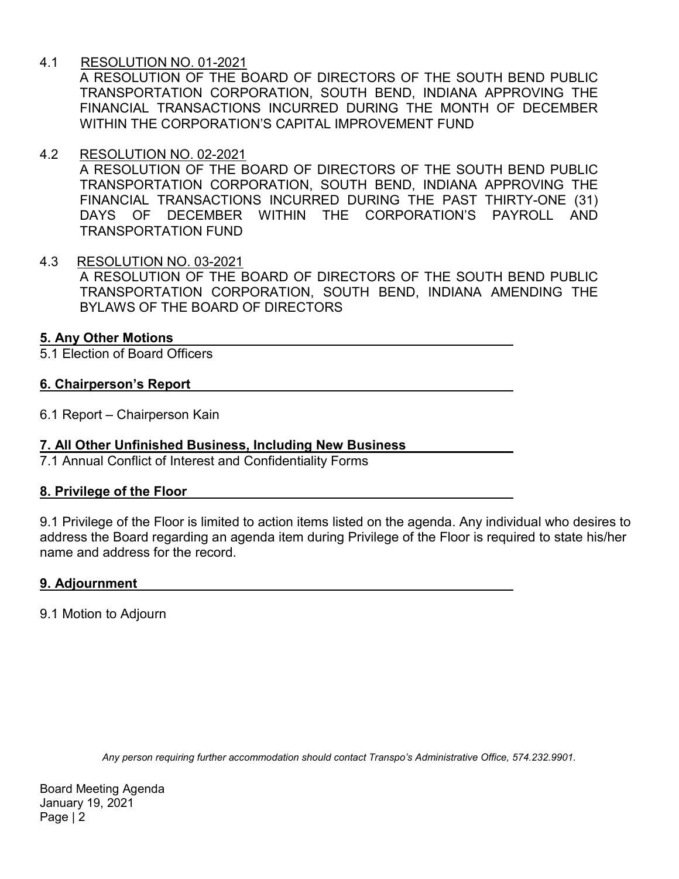4.1 RESOLUTION NO. 01-2021

A RESOLUTION OF THE BOARD OF DIRECTORS OF THE SOUTH BEND PUBLIC TRANSPORTATION CORPORATION, SOUTH BEND, INDIANA APPROVING THE FINANCIAL TRANSACTIONS INCURRED DURING THE MONTH OF DECEMBER WITHIN THE CORPORATION'S CAPITAL IMPROVEMENT FUND

4.2 RESOLUTION NO. 02-2021

A RESOLUTION OF THE BOARD OF DIRECTORS OF THE SOUTH BEND PUBLIC TRANSPORTATION CORPORATION, SOUTH BEND, INDIANA APPROVING THE FINANCIAL TRANSACTIONS INCURRED DURING THE PAST THIRTY-ONE (31) DAYS OF DECEMBER WITHIN THE CORPORATION'S PAYROLL AND TRANSPORTATION FUND

4.3 RESOLUTION NO. 03-2021

A RESOLUTION OF THE BOARD OF DIRECTORS OF THE SOUTH BEND PUBLIC TRANSPORTATION CORPORATION, SOUTH BEND, INDIANA AMENDING THE BYLAWS OF THE BOARD OF DIRECTORS

**5. Any Other Motions**

5.1 Election of Board Officers

**6. Chairperson's Report**

6.1 Report – Chairperson Kain

**7. All Other Unfinished Business, Including New Business**

7.1 Annual Conflict of Interest and Confidentiality Forms

**8. Privilege of the Floor**

9.1 Privilege of the Floor is limited to action items listed on the agenda. Any individual who desires to address the Board regarding an agenda item during Privilege of the Floor is required to state his/her name and address for the record.

**9. Adjournment**

9.1 Motion to Adjourn

*Any person requiring further accommodation should contact Transpo's Administrative Office, 574.232.9901.*